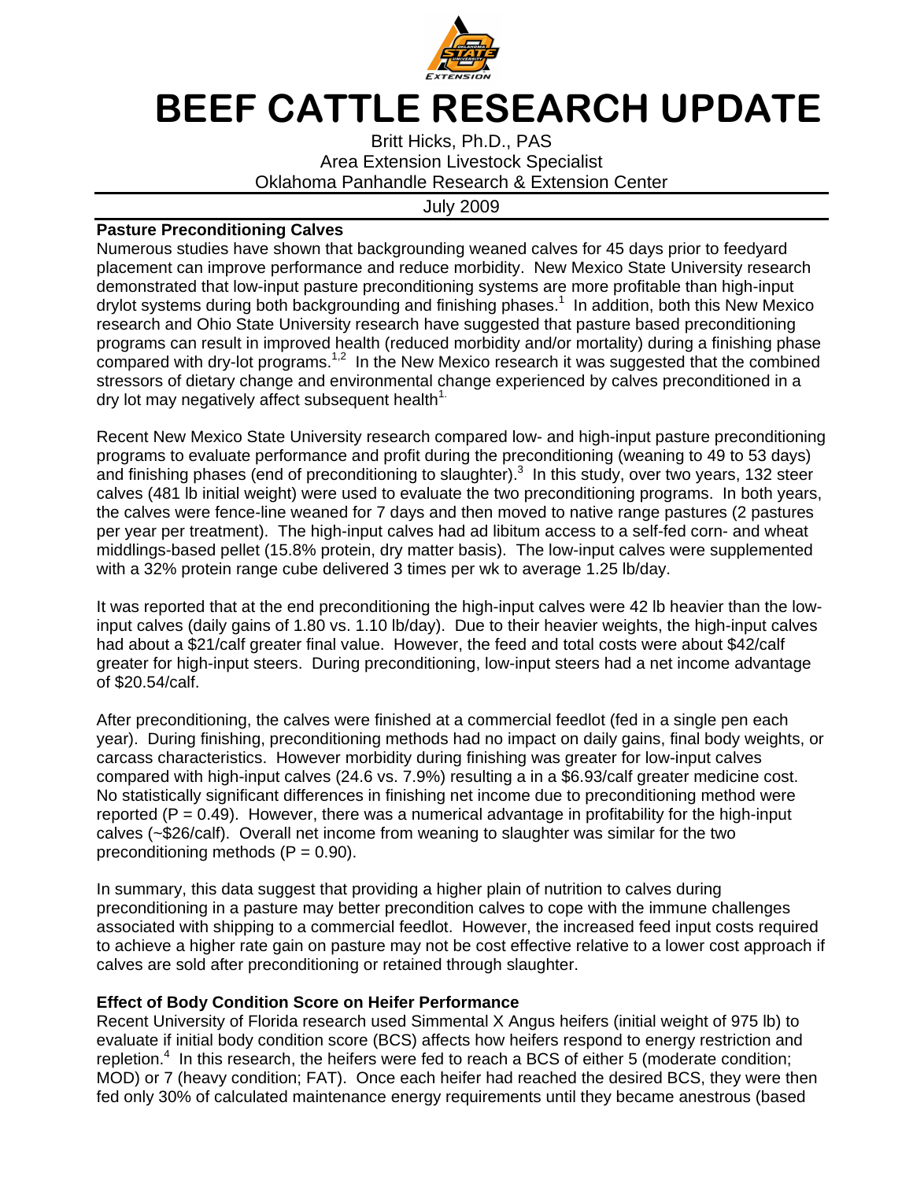# BEEF CATTLE RESEARCH UPDATE

Britt Hicks, Ph.D., PAS
Area Extension Livestock Specialist
Oklahoma Panhandle Research & Extension Center

July 2009

## Pasture Preconditioning Calves

Numerous studies have shown that backgrounding weaned calves for 45 days prior to feedyard placement can improve performance and reduce morbidity. New Mexico State University research demonstrated that low-input pasture preconditioning systems are more profitable than high-input drylot systems during both backgrounding and finishing phases.[1] In addition, both this New Mexico research and Ohio State University research have suggested that pasture based preconditioning programs can result in improved health (reduced morbidity and/or mortality) during a finishing phase compared with dry-lot programs.[1,2] In the New Mexico research it was suggested that the combined stressors of dietary change and environmental change experienced by calves preconditioned in a dry lot may negatively affect subsequent health[1.]

Recent New Mexico State University research compared low- and high-input pasture preconditioning programs to evaluate performance and profit during the preconditioning (weaning to 49 to 53 days) and finishing phases (end of preconditioning to slaughter).[3] In this study, over two years, 132 steer calves (481 lb initial weight) were used to evaluate the two preconditioning programs. In both years, the calves were fence-line weaned for 7 days and then moved to native range pastures (2 pastures per year per treatment). The high-input calves had ad libitum access to a self-fed corn- and wheat middlings-based pellet (15.8% protein, dry matter basis). The low-input calves were supplemented with a 32% protein range cube delivered 3 times per wk to average 1.25 lb/day.

It was reported that at the end preconditioning the high-input calves were 42 lb heavier than the low-input calves (daily gains of 1.80 vs. 1.10 lb/day). Due to their heavier weights, the high-input calves had about a $21/calf greater final value. However, the feed and total costs were about $42/calf greater for high-input steers. During preconditioning, low-input steers had a net income advantage of $20.54/calf.

After preconditioning, the calves were finished at a commercial feedlot (fed in a single pen each year). During finishing, preconditioning methods had no impact on daily gains, final body weights, or carcass characteristics. However morbidity during finishing was greater for low-input calves compared with high-input calves (24.6 vs. 7.9%) resulting a in a $6.93/calf greater medicine cost. No statistically significant differences in finishing net income due to preconditioning method were reported ($P = 0.49$). However, there was a numerical advantage in profitability for the high-input calves (~$26/calf). Overall net income from weaning to slaughter was similar for the two preconditioning methods ($P = 0.90$).

In summary, this data suggest that providing a higher plain of nutrition to calves during preconditioning in a pasture may better precondition calves to cope with the immune challenges associated with shipping to a commercial feedlot. However, the increased feed input costs required to achieve a higher rate gain on pasture may not be cost effective relative to a lower cost approach if calves are sold after preconditioning or retained through slaughter.

## Effect of Body Condition Score on Heifer Performance

Recent University of Florida research used Simmental X Angus heifers (initial weight of 975 lb) to evaluate if initial body condition score (BCS) affects how heifers respond to energy restriction and repletion.[4] In this research, the heifers were fed to reach a BCS of either 5 (moderate condition; MOD) or 7 (heavy condition; FAT). Once each heifer had reached the desired BCS, they were then fed only 30% of calculated maintenance energy requirements until they became anestrous (based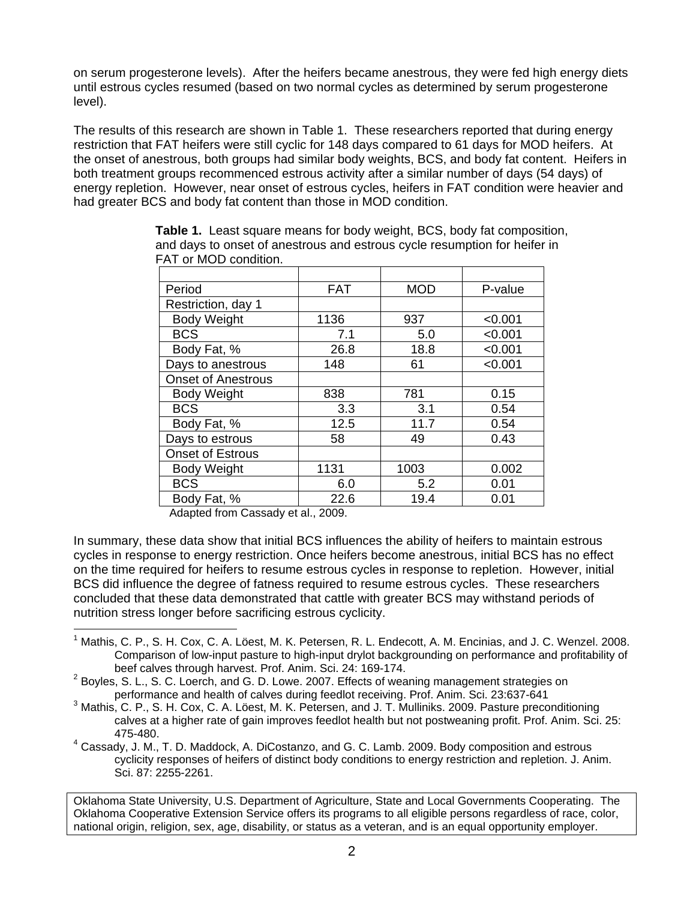on serum progesterone levels). After the heifers became anestrous, they were fed high energy diets until estrous cycles resumed (based on two normal cycles as determined by serum progesterone level).

The results of this research are shown in Table 1. These researchers reported that during energy restriction that FAT heifers were still cyclic for 148 days compared to 61 days for MOD heifers. At the onset of anestrous, both groups had similar body weights, BCS, and body fat content. Heifers in both treatment groups recommenced estrous activity after a similar number of days (54 days) of energy repletion. However, near onset of estrous cycles, heifers in FAT condition were heavier and had greater BCS and body fat content than those in MOD condition.

**Table 1.** Least square means for body weight, BCS, body fat composition, and days to onset of anestrous and estrous cycle resumption for heifer in FAT or MOD condition.

| Period | FAT | MOD | P-value |
|---|---|---|---|
| Restriction, day 1 | | | |
| Body Weight | 1136 | 937 | <0.001 |
| BCS | 7.1 | 5.0 | <0.001 |
| Body Fat, % | 26.8 | 18.8 | <0.001 |
| Days to anestrous | 148 | 61 | <0.001 |
| Onset of Anestrous | | | |
| Body Weight | 838 | 781 | 0.15 |
| BCS | 3.3 | 3.1 | 0.54 |
| Body Fat, % | 12.5 | 11.7 | 0.54 |
| Days to estrous | 58 | 49 | 0.43 |
| Onset of Estrous | | | |
| Body Weight | 1131 | 1003 | 0.002 |
| BCS | 6.0 | 5.2 | 0.01 |
| Body Fat, % | 22.6 | 19.4 | 0.01 |

Adapted from Cassady et al., 2009.

In summary, these data show that initial BCS influences the ability of heifers to maintain estrous cycles in response to energy restriction. Once heifers become anestrous, initial BCS has no effect on the time required for heifers to resume estrous cycles in response to repletion. However, initial BCS did influence the degree of fatness required to resume estrous cycles. These researchers concluded that these data demonstrated that cattle with greater BCS may withstand periods of nutrition stress longer before sacrificing estrous cyclicity.

[1] Mathis, C. P., S. H. Cox, C. A. Löest, M. K. Petersen, R. L. Endecott, A. M. Encinias, and J. C. Wenzel. 2008. Comparison of low-input pasture to high-input drylot backgrounding on performance and profitability of beef calves through harvest. Prof. Anim. Sci. 24: 169-174.

[2] Boyles, S. L., S. C. Loerch, and G. D. Lowe. 2007. Effects of weaning management strategies on performance and health of calves during feedlot receiving. Prof. Anim. Sci. 23:637-641

[3] Mathis, C. P., S. H. Cox, C. A. Löest, M. K. Petersen, and J. T. Mulliniks. 2009. Pasture preconditioning calves at a higher rate of gain improves feedlot health but not postweaning profit. Prof. Anim. Sci. 25: 475-480.

[4] Cassady, J. M., T. D. Maddock, A. DiCostanzo, and G. C. Lamb. 2009. Body composition and estrous cyclicity responses of heifers of distinct body conditions to energy restriction and repletion. J. Anim. Sci. 87: 2255-2261.

Oklahoma State University, U.S. Department of Agriculture, State and Local Governments Cooperating. The Oklahoma Cooperative Extension Service offers its programs to all eligible persons regardless of race, color, national origin, religion, sex, age, disability, or status as a veteran, and is an equal opportunity employer.